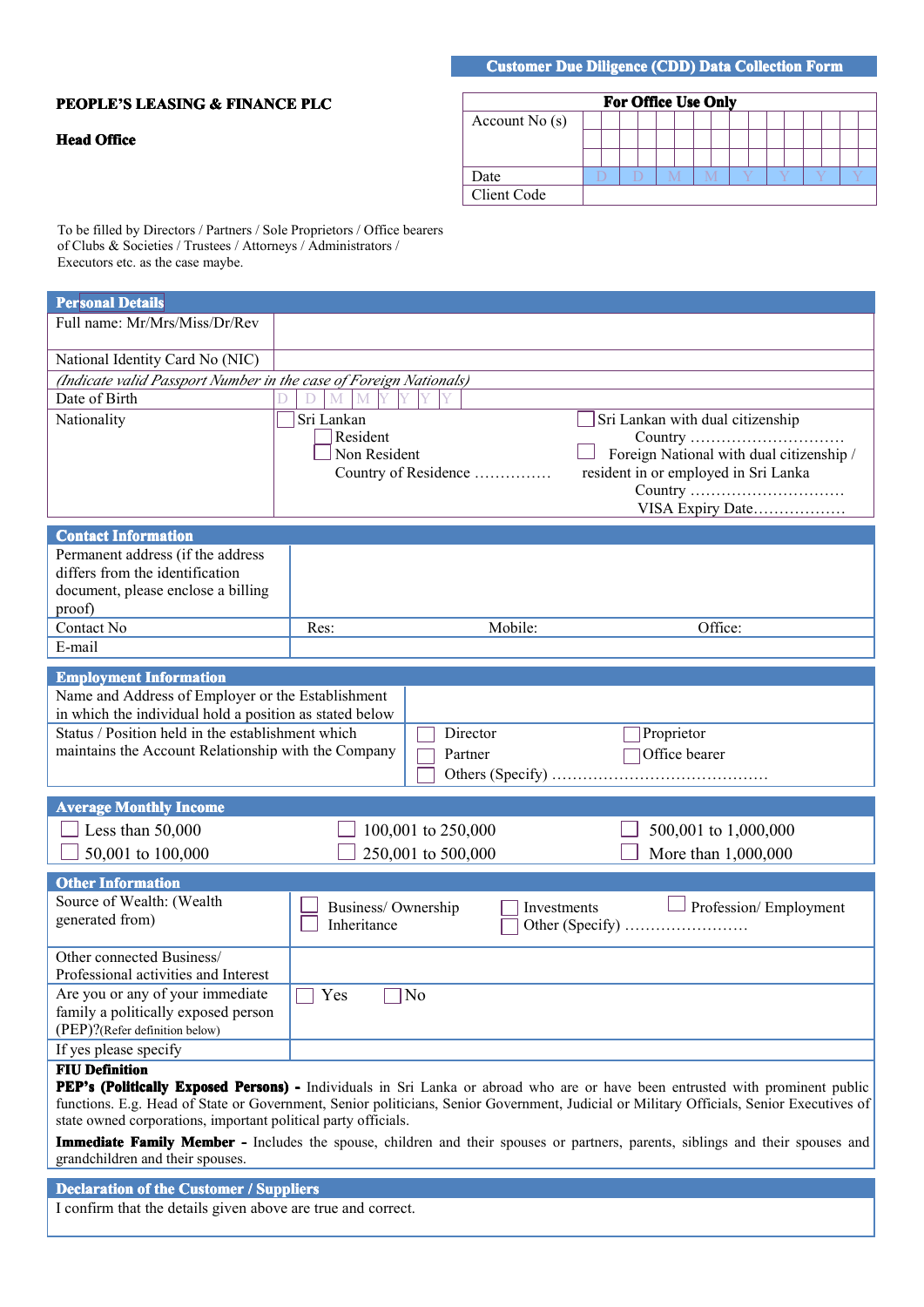**Customer Due Diligence (CDD) Data Collection Form**

**PEOPLE'S LEASING & FINANCE PLC**

**Head Office**

| For Office Use Only | |
|---|---|
| Account No (s) | |
| Date | D D M M Y Y Y Y |
| Client Code | |

To be filled by Directors / Partners / Sole Proprietors / Office bearers of Clubs & Societies / Trustees / Attorneys / Administrators / Executors etc. as the case maybe.

## Personal Details

| | | |
|---|---|---|
| Full name: Mr/Mrs/Miss/Dr/Rev | | |
| National Identity Card No (NIC) | | |
| *(Indicate valid Passport Number in the case of Foreign Nationals)* | | |
| Date of Birth | D D M M Y Y Y Y | |
| Nationality | ☐ Sri Lankan<br>☐ Resident<br>☐ Non Resident<br>Country of Residence …………… | ☐ Sri Lankan with dual citizenship<br>Country …………………………<br>☐ Foreign National with dual citizenship / resident in or employed in Sri Lanka<br>Country …………………………<br>VISA Expiry Date……………… |

## Contact Information

| | | | |
|---|---|---|---|
| Permanent address (if the address differs from the identification document, please enclose a billing proof) | | | |
| Contact No | Res: | Mobile: | Office: |
| E-mail | | | |

## Employment Information

| | | |
|---|---|---|
| Name and Address of Employer or the Establishment in which the individual hold a position as stated below | | |
| Status / Position held in the establishment which maintains the Account Relationship with the Company | ☐ Director<br>☐ Partner<br>☐ Others (Specify) …………………………………… | ☐ Proprietor<br>☐ Office bearer |

## Average Monthly Income

| | | |
|---|---|---|
| ☐ Less than 50,000 | ☐ 100,001 to 250,000 | ☐ 500,001 to 1,000,000 |
| ☐ 50,001 to 100,000 | ☐ 250,001 to 500,000 | ☐ More than 1,000,000 |

## Other Information

| | | | |
|---|---|---|---|
| Source of Wealth: (Wealth generated from) | ☐ Business/ Ownership<br>☐ Inheritance | ☐ Investments<br>☐ Other (Specify) …………………… | ☐ Profession/ Employment |
| Other connected Business/ Professional activities and Interest | | | |
| Are you or any of your immediate family a politically exposed person (PEP)?(Refer definition below) | ☐ Yes ☐ No | | |
| If yes please specify | | | |

**FIU Definition**

**PEP's (Politically Exposed Persons) -** Individuals in Sri Lanka or abroad who are or have been entrusted with prominent public functions. E.g. Head of State or Government, Senior politicians, Senior Government, Judicial or Military Officials, Senior Executives of state owned corporations, important political party officials.

**Immediate Family Member -** Includes the spouse, children and their spouses or partners, parents, siblings and their spouses and grandchildren and their spouses.

## Declaration of the Customer / Suppliers

I confirm that the details given above are true and correct.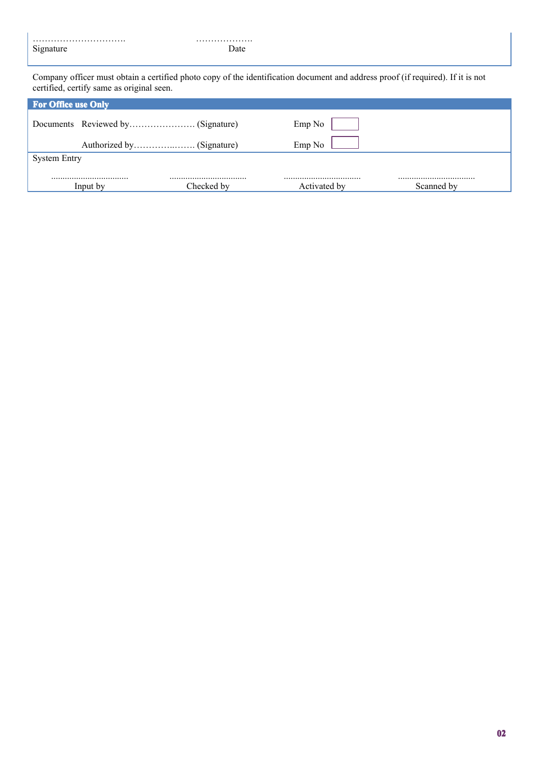………………………….                    ……………….
Signature                                        Date

Company officer must obtain a certified photo copy of the identification document and address proof (if required). If it is not certified, certify same as original seen.

## For Office use Only

Documents   Reviewed by…………………. (Signature)        Emp No

Authorized by……………..……. (Signature)        Emp No

System Entry

| | | | |
|---|---|---|---|
| .................................. | .................................. | .................................. | .................................. |
| Input by | Checked by | Activated by | Scanned by |